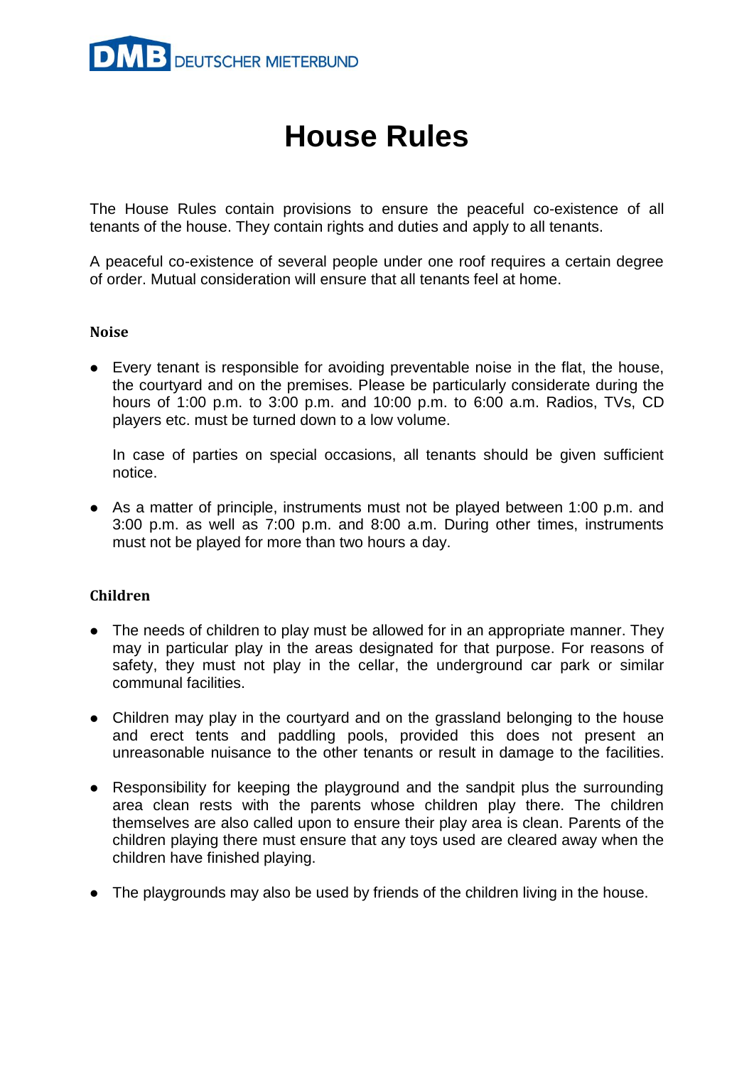DMB DEUTSCHER MIETERBUND

# House Rules

The House Rules contain provisions to ensure the peaceful co-existence of all tenants of the house. They contain rights and duties and apply to all tenants.

A peaceful co-existence of several people under one roof requires a certain degree of order. Mutual consideration will ensure that all tenants feel at home.

## Noise

- Every tenant is responsible for avoiding preventable noise in the flat, the house, the courtyard and on the premises. Please be particularly considerate during the hours of 1:00 p.m. to 3:00 p.m. and 10:00 p.m. to 6:00 a.m. Radios, TVs, CD players etc. must be turned down to a low volume.

  In case of parties on special occasions, all tenants should be given sufficient notice.

- As a matter of principle, instruments must not be played between 1:00 p.m. and 3:00 p.m. as well as 7:00 p.m. and 8:00 a.m. During other times, instruments must not be played for more than two hours a day.

## Children

- The needs of children to play must be allowed for in an appropriate manner. They may in particular play in the areas designated for that purpose. For reasons of safety, they must not play in the cellar, the underground car park or similar communal facilities.

- Children may play in the courtyard and on the grassland belonging to the house and erect tents and paddling pools, provided this does not present an unreasonable nuisance to the other tenants or result in damage to the facilities.

- Responsibility for keeping the playground and the sandpit plus the surrounding area clean rests with the parents whose children play there. The children themselves are also called upon to ensure their play area is clean. Parents of the children playing there must ensure that any toys used are cleared away when the children have finished playing.

- The playgrounds may also be used by friends of the children living in the house.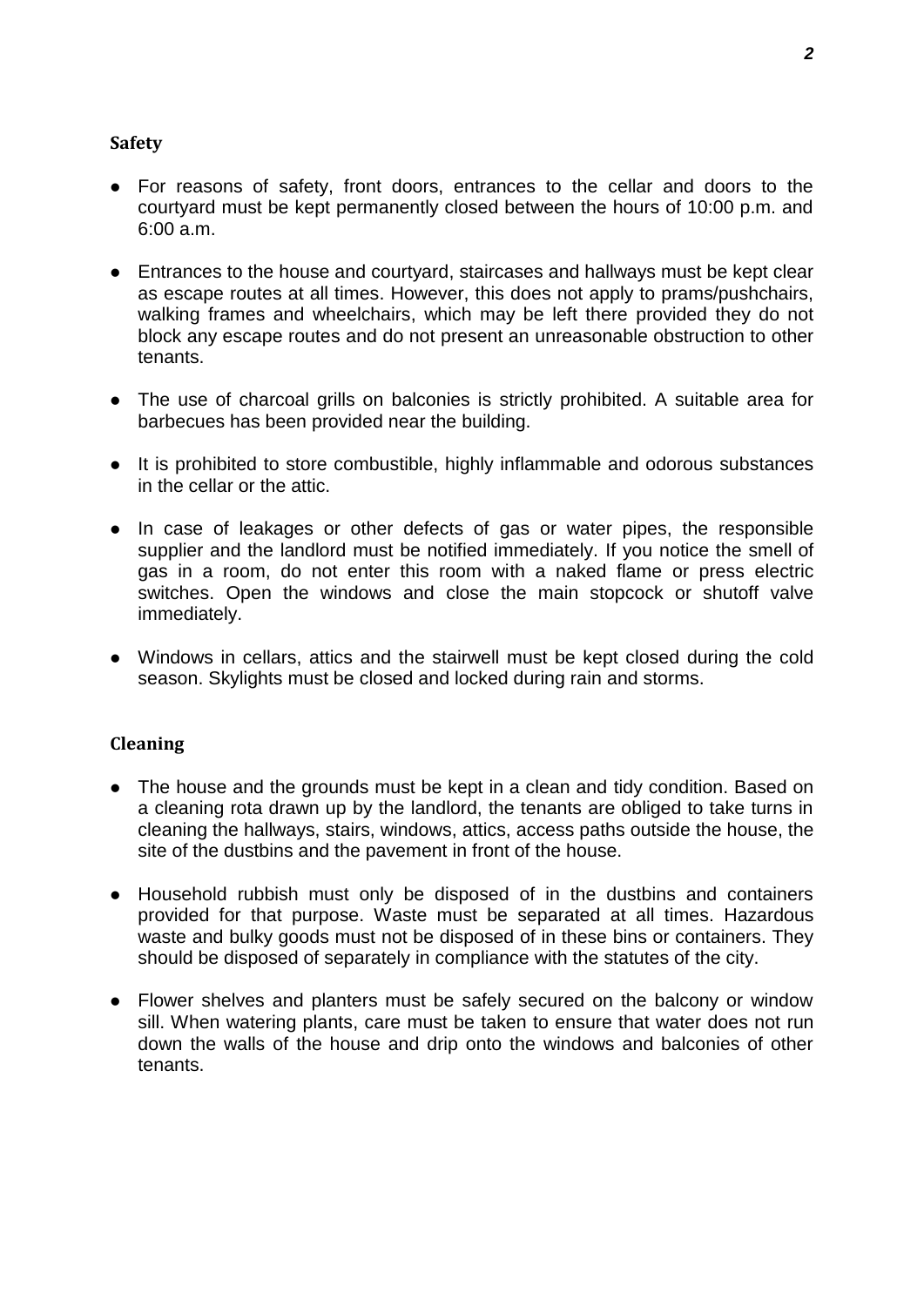## Safety

- For reasons of safety, front doors, entrances to the cellar and doors to the courtyard must be kept permanently closed between the hours of 10:00 p.m. and 6:00 a.m.
- Entrances to the house and courtyard, staircases and hallways must be kept clear as escape routes at all times. However, this does not apply to prams/pushchairs, walking frames and wheelchairs, which may be left there provided they do not block any escape routes and do not present an unreasonable obstruction to other tenants.
- The use of charcoal grills on balconies is strictly prohibited. A suitable area for barbecues has been provided near the building.
- It is prohibited to store combustible, highly inflammable and odorous substances in the cellar or the attic.
- In case of leakages or other defects of gas or water pipes, the responsible supplier and the landlord must be notified immediately. If you notice the smell of gas in a room, do not enter this room with a naked flame or press electric switches. Open the windows and close the main stopcock or shutoff valve immediately.
- Windows in cellars, attics and the stairwell must be kept closed during the cold season. Skylights must be closed and locked during rain and storms.

## Cleaning

- The house and the grounds must be kept in a clean and tidy condition. Based on a cleaning rota drawn up by the landlord, the tenants are obliged to take turns in cleaning the hallways, stairs, windows, attics, access paths outside the house, the site of the dustbins and the pavement in front of the house.
- Household rubbish must only be disposed of in the dustbins and containers provided for that purpose. Waste must be separated at all times. Hazardous waste and bulky goods must not be disposed of in these bins or containers. They should be disposed of separately in compliance with the statutes of the city.
- Flower shelves and planters must be safely secured on the balcony or window sill. When watering plants, care must be taken to ensure that water does not run down the walls of the house and drip onto the windows and balconies of other tenants.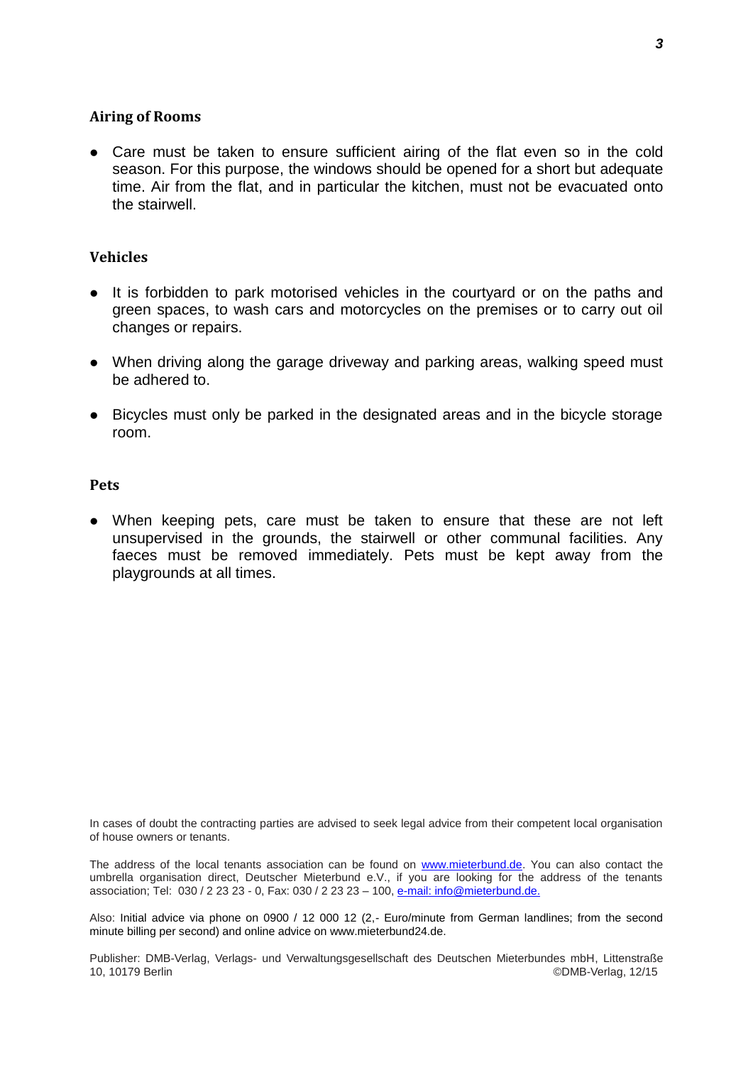## Airing of Rooms

- Care must be taken to ensure sufficient airing of the flat even so in the cold season. For this purpose, the windows should be opened for a short but adequate time. Air from the flat, and in particular the kitchen, must not be evacuated onto the stairwell.

## Vehicles

- It is forbidden to park motorised vehicles in the courtyard or on the paths and green spaces, to wash cars and motorcycles on the premises or to carry out oil changes or repairs.
- When driving along the garage driveway and parking areas, walking speed must be adhered to.
- Bicycles must only be parked in the designated areas and in the bicycle storage room.

## Pets

- When keeping pets, care must be taken to ensure that these are not left unsupervised in the grounds, the stairwell or other communal facilities. Any faeces must be removed immediately. Pets must be kept away from the playgrounds at all times.

In cases of doubt the contracting parties are advised to seek legal advice from their competent local organisation of house owners or tenants.

The address of the local tenants association can be found on [www.mieterbund.de](http://www.mieterbund.de). You can also contact the umbrella organisation direct, Deutscher Mieterbund e.V., if you are looking for the address of the tenants association; Tel: 030 / 2 23 23 - 0, Fax: 030 / 2 23 23 – 100, [e-mail: info@mieterbund.de.](mailto:info@mieterbund.de)

Also: Initial advice via phone on 0900 / 12 000 12 (2,- Euro/minute from German landlines; from the second minute billing per second) and online advice on www.mieterbund24.de.

Publisher: DMB-Verlag, Verlags- und Verwaltungsgesellschaft des Deutschen Mieterbundes mbH, Littenstraße 10, 10179 Berlin ©DMB-Verlag, 12/15